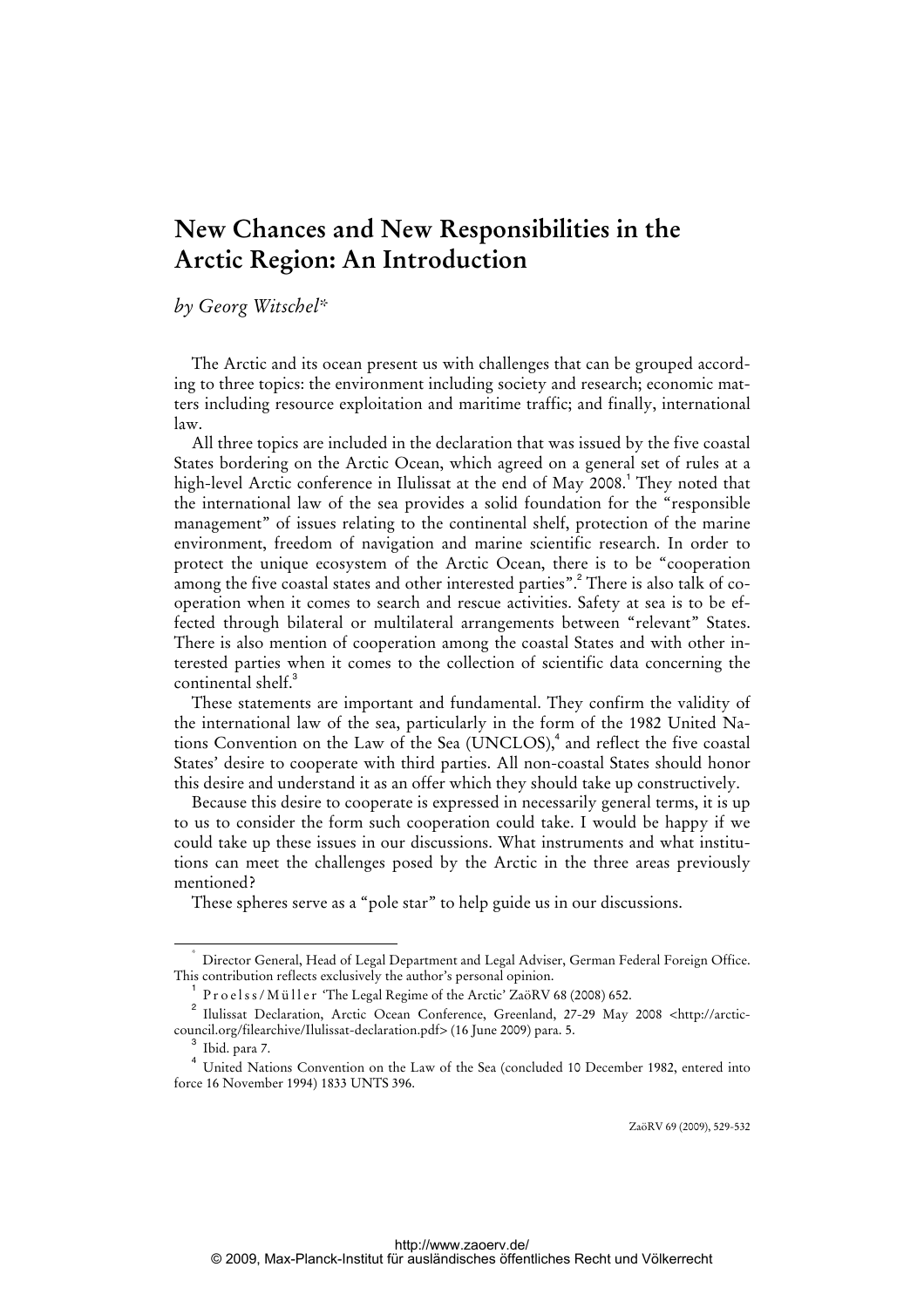# New Chances and New Responsibilities in the Arctic Region: An Introduction

*by Georg Witschel**

The Arctic and its ocean present us with challenges that can be grouped according to three topics: the environment including society and research; economic matters including resource exploitation and maritime traffic; and finally, international law.

All three topics are included in the declaration that was issued by the five coastal States bordering on the Arctic Ocean, which agreed on a general set of rules at a high-level Arctic conference in Ilulissat at the end of May 2008.[1] They noted that the international law of the sea provides a solid foundation for the "responsible management" of issues relating to the continental shelf, protection of the marine environment, freedom of navigation and marine scientific research. In order to protect the unique ecosystem of the Arctic Ocean, there is to be "cooperation among the five coastal states and other interested parties".[2] There is also talk of cooperation when it comes to search and rescue activities. Safety at sea is to be effected through bilateral or multilateral arrangements between "relevant" States. There is also mention of cooperation among the coastal States and with other interested parties when it comes to the collection of scientific data concerning the continental shelf.[3]

These statements are important and fundamental. They confirm the validity of the international law of the sea, particularly in the form of the 1982 United Nations Convention on the Law of the Sea (UNCLOS),[4] and reflect the five coastal States' desire to cooperate with third parties. All non-coastal States should honor this desire and understand it as an offer which they should take up constructively.

Because this desire to cooperate is expressed in necessarily general terms, it is up to us to consider the form such cooperation could take. I would be happy if we could take up these issues in our discussions. What instruments and what institutions can meet the challenges posed by the Arctic in the three areas previously mentioned?

These spheres serve as a "pole star" to help guide us in our discussions.

---

\* Director General, Head of Legal Department and Legal Adviser, German Federal Foreign Office. This contribution reflects exclusively the author's personal opinion.

[1] Proelss/Müller 'The Legal Regime of the Arctic' ZaöRV 68 (2008) 652.

[2] Ilulissat Declaration, Arctic Ocean Conference, Greenland, 27-29 May 2008 <http://arctic-council.org/filearchive/Ilulissat-declaration.pdf> (16 June 2009) para. 5.

[3] Ibid. para 7.

[4] United Nations Convention on the Law of the Sea (concluded 10 December 1982, entered into force 16 November 1994) 1833 UNTS 396.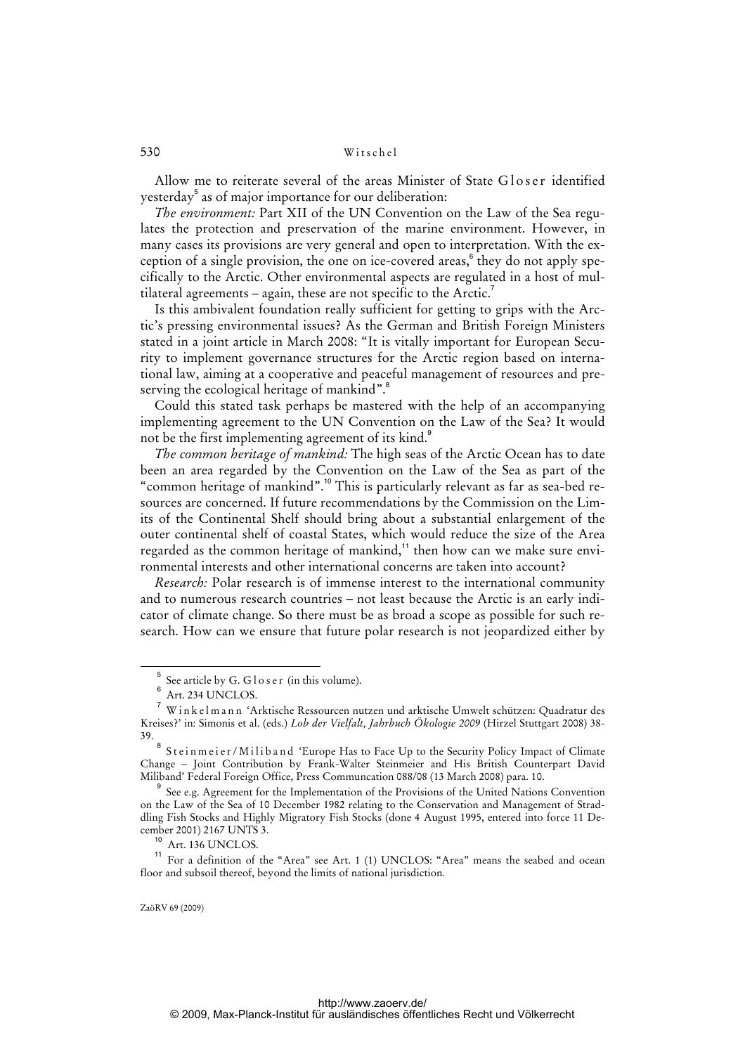Allow me to reiterate several of the areas Minister of State Gloser identified yesterday[5] as of major importance for our deliberation:

*The environment:* Part XII of the UN Convention on the Law of the Sea regulates the protection and preservation of the marine environment. However, in many cases its provisions are very general and open to interpretation. With the exception of a single provision, the one on ice-covered areas,[6] they do not apply specifically to the Arctic. Other environmental aspects are regulated in a host of multilateral agreements – again, these are not specific to the Arctic.[7]

Is this ambivalent foundation really sufficient for getting to grips with the Arctic's pressing environmental issues? As the German and British Foreign Ministers stated in a joint article in March 2008: "It is vitally important for European Security to implement governance structures for the Arctic region based on international law, aiming at a cooperative and peaceful management of resources and preserving the ecological heritage of mankind".[8]

Could this stated task perhaps be mastered with the help of an accompanying implementing agreement to the UN Convention on the Law of the Sea? It would not be the first implementing agreement of its kind.[9]

*The common heritage of mankind:* The high seas of the Arctic Ocean has to date been an area regarded by the Convention on the Law of the Sea as part of the "common heritage of mankind".[10] This is particularly relevant as far as sea-bed resources are concerned. If future recommendations by the Commission on the Limits of the Continental Shelf should bring about a substantial enlargement of the outer continental shelf of coastal States, which would reduce the size of the Area regarded as the common heritage of mankind,[11] then how can we make sure environmental interests and other international concerns are taken into account?

*Research:* Polar research is of immense interest to the international community and to numerous research countries – not least because the Arctic is an early indicator of climate change. So there must be as broad a scope as possible for such research. How can we ensure that future polar research is not jeopardized either by

---

[5] See article by G. Gloser (in this volume).

[6] Art. 234 UNCLOS.

[7] Winkelmann 'Arktische Ressourcen nutzen und arktische Umwelt schützen: Quadratur des Kreises?' in: Simonis et al. (eds.) *Lob der Vielfalt, Jahrbuch Ökologie 2009* (Hirzel Stuttgart 2008) 38-39.

[8] Steinmeier/Miliband 'Europe Has to Face Up to the Security Policy Impact of Climate Change – Joint Contribution by Frank-Walter Steinmeier and His British Counterpart David Miliband' Federal Foreign Office, Press Communcation 088/08 (13 March 2008) para. 10.

[9] See e.g. Agreement for the Implementation of the Provisions of the United Nations Convention on the Law of the Sea of 10 December 1982 relating to the Conservation and Management of Straddling Fish Stocks and Highly Migratory Fish Stocks (done 4 August 1995, entered into force 11 December 2001) 2167 UNTS 3.

[10] Art. 136 UNCLOS.

[11] For a definition of the "Area" see Art. 1 (1) UNCLOS: "Area" means the seabed and ocean floor and subsoil thereof, beyond the limits of national jurisdiction.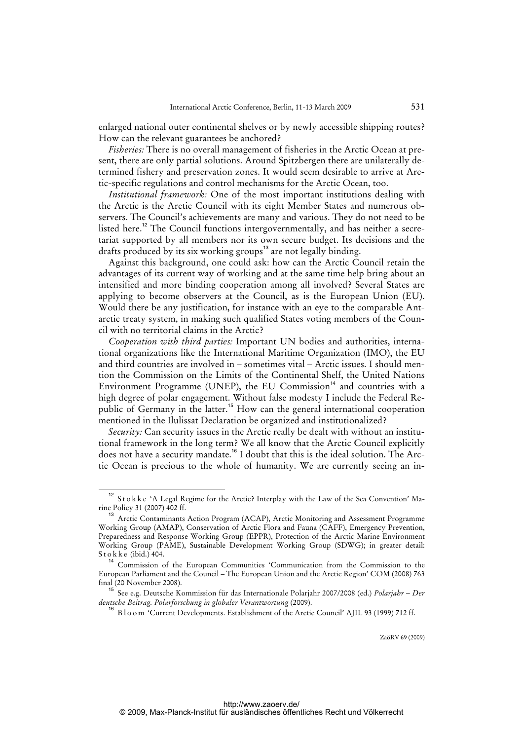enlarged national outer continental shelves or by newly accessible shipping routes? How can the relevant guarantees be anchored?

*Fisheries:* There is no overall management of fisheries in the Arctic Ocean at present, there are only partial solutions. Around Spitzbergen there are unilaterally determined fishery and preservation zones. It would seem desirable to arrive at Arctic-specific regulations and control mechanisms for the Arctic Ocean, too.

*Institutional framework:* One of the most important institutions dealing with the Arctic is the Arctic Council with its eight Member States and numerous observers. The Council's achievements are many and various. They do not need to be listed here.[12] The Council functions intergovernmentally, and has neither a secretariat supported by all members nor its own secure budget. Its decisions and the drafts produced by its six working groups[13] are not legally binding.

Against this background, one could ask: how can the Arctic Council retain the advantages of its current way of working and at the same time help bring about an intensified and more binding cooperation among all involved? Several States are applying to become observers at the Council, as is the European Union (EU). Would there be any justification, for instance with an eye to the comparable Antarctic treaty system, in making such qualified States voting members of the Council with no territorial claims in the Arctic?

*Cooperation with third parties:* Important UN bodies and authorities, international organizations like the International Maritime Organization (IMO), the EU and third countries are involved in – sometimes vital – Arctic issues. I should mention the Commission on the Limits of the Continental Shelf, the United Nations Environment Programme (UNEP), the EU Commission[14] and countries with a high degree of polar engagement. Without false modesty I include the Federal Republic of Germany in the latter.[15] How can the general international cooperation mentioned in the Ilulissat Declaration be organized and institutionalized?

*Security:* Can security issues in the Arctic really be dealt with without an institutional framework in the long term? We all know that the Arctic Council explicitly does not have a security mandate.[16] I doubt that this is the ideal solution. The Arctic Ocean is precious to the whole of humanity. We are currently seeing an in-

---

[12] Stokke 'A Legal Regime for the Arctic? Interplay with the Law of the Sea Convention' Marine Policy 31 (2007) 402 ff.

[13] Arctic Contaminants Action Program (ACAP), Arctic Monitoring and Assessment Programme Working Group (AMAP), Conservation of Arctic Flora and Fauna (CAFF), Emergency Prevention, Preparedness and Response Working Group (EPPR), Protection of the Arctic Marine Environment Working Group (PAME), Sustainable Development Working Group (SDWG); in greater detail: Stokke (ibid.) 404.

[14] Commission of the European Communities 'Communication from the Commission to the European Parliament and the Council – The European Union and the Arctic Region' COM (2008) 763 final (20 November 2008).

[15] See e.g. Deutsche Kommission für das Internationale Polarjahr 2007/2008 (ed.) *Polarjahr – Der deutsche Beitrag. Polarforschung in globaler Verantwortung* (2009).

[16] Bloom 'Current Developments. Establishment of the Arctic Council' AJIL 93 (1999) 712 ff.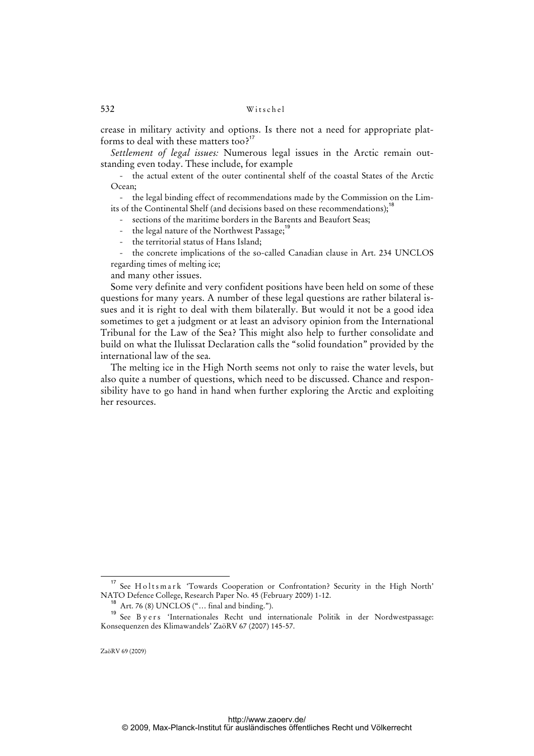crease in military activity and options. Is there not a need for appropriate platforms to deal with these matters too?[17]

*Settlement of legal issues:* Numerous legal issues in the Arctic remain outstanding even today. These include, for example

- the actual extent of the outer continental shelf of the coastal States of the Arctic Ocean;
- the legal binding effect of recommendations made by the Commission on the Limits of the Continental Shelf (and decisions based on these recommendations);[18]
- sections of the maritime borders in the Barents and Beaufort Seas;
- the legal nature of the Northwest Passage;[19]
- the territorial status of Hans Island;
- the concrete implications of the so-called Canadian clause in Art. 234 UNCLOS regarding times of melting ice;

and many other issues.

Some very definite and very confident positions have been held on some of these questions for many years. A number of these legal questions are rather bilateral issues and it is right to deal with them bilaterally. But would it not be a good idea sometimes to get a judgment or at least an advisory opinion from the International Tribunal for the Law of the Sea? This might also help to further consolidate and build on what the Ilulissat Declaration calls the "solid foundation" provided by the international law of the sea.

The melting ice in the High North seems not only to raise the water levels, but also quite a number of questions, which need to be discussed. Chance and responsibility have to go hand in hand when further exploring the Arctic and exploiting her resources.

---

[17] See Holtsmark 'Towards Cooperation or Confrontation? Security in the High North' NATO Defence College, Research Paper No. 45 (February 2009) 1-12.

[18] Art. 76 (8) UNCLOS ("… final and binding.").

[19] See Byers 'Internationales Recht und internationale Politik in der Nordwestpassage: Konsequenzen des Klimawandels' ZaöRV 67 (2007) 145-57.